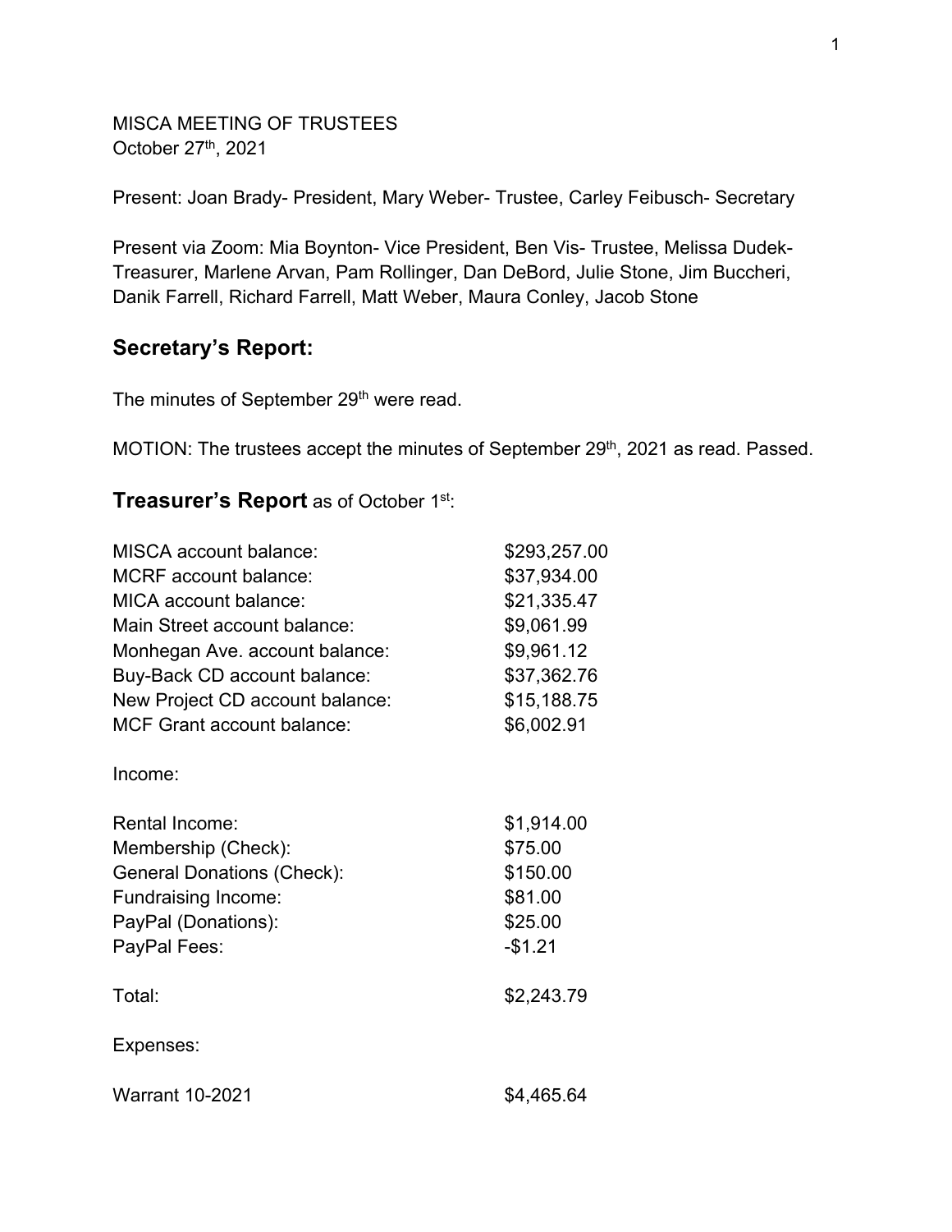MISCA MEETING OF TRUSTEES
October 27th, 2021

Present: Joan Brady- President, Mary Weber- Trustee, Carley Feibusch- Secretary

Present via Zoom: Mia Boynton- Vice President, Ben Vis- Trustee, Melissa Dudek- Treasurer, Marlene Arvan, Pam Rollinger, Dan DeBord, Julie Stone, Jim Buccheri, Danik Farrell, Richard Farrell, Matt Weber, Maura Conley, Jacob Stone

## Secretary's Report:

The minutes of September 29th were read.

MOTION: The trustees accept the minutes of September 29th, 2021 as read. Passed.

## Treasurer's Report as of October 1st:

| | |
|---|---|
| MISCA account balance: | $293,257.00 |
| MCRF account balance: | $37,934.00 |
| MICA account balance: | $21,335.47 |
| Main Street account balance: | $9,061.99 |
| Monhegan Ave. account balance: | $9,961.12 |
| Buy-Back CD account balance: | $37,362.76 |
| New Project CD account balance: | $15,188.75 |
| MCF Grant account balance: | $6,002.91 |

Income:

| | |
|---|---|
| Rental Income: | $1,914.00 |
| Membership (Check): | $75.00 |
| General Donations (Check): | $150.00 |
| Fundraising Income: | $81.00 |
| PayPal (Donations): | $25.00 |
| PayPal Fees: | -$1.21 |
| Total: | $2,243.79 |

Expenses:

| | |
|---|---|
| Warrant 10-2021 | $4,465.64 |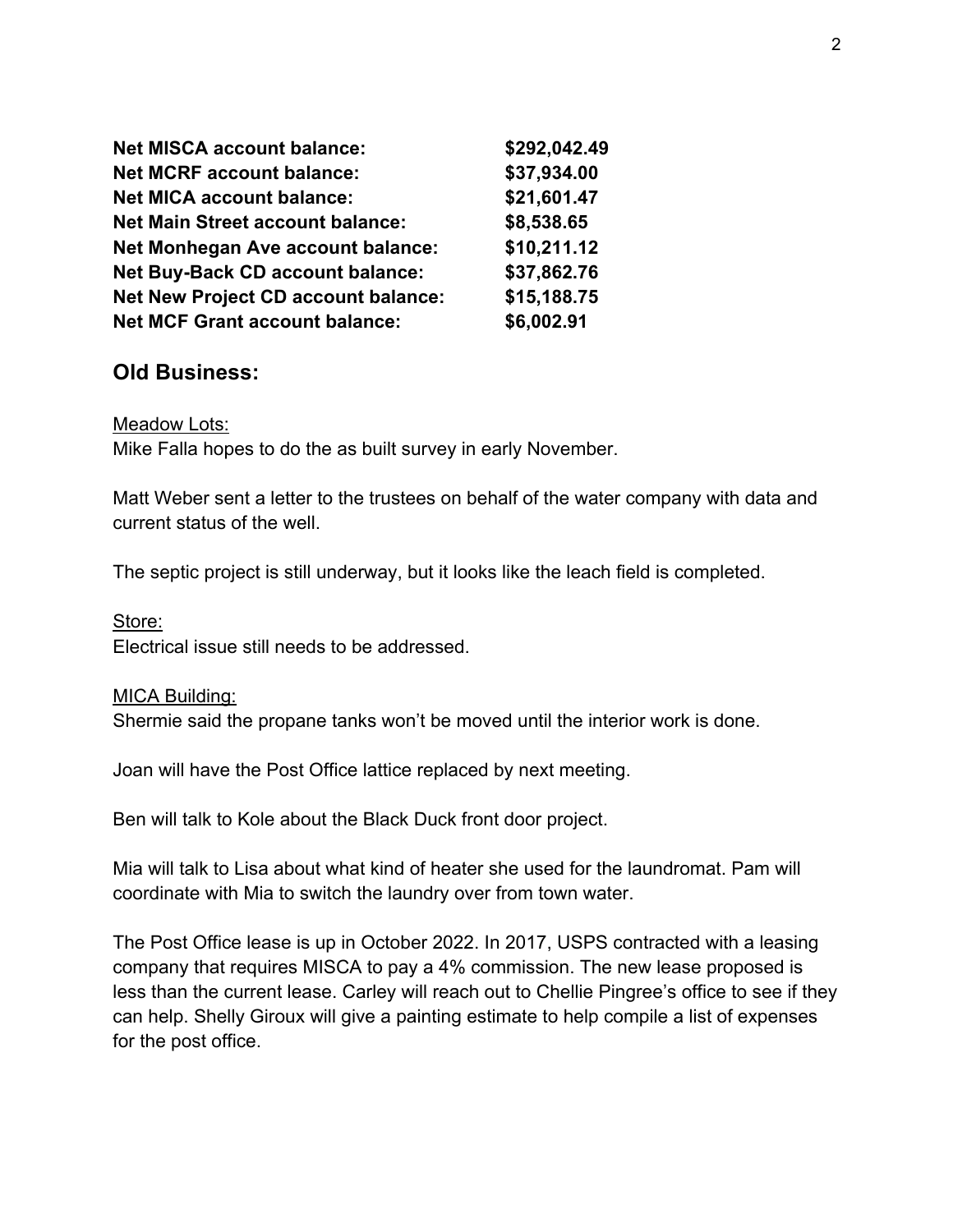| | |
|---|---|
| **Net MISCA account balance:** | **$292,042.49** |
| **Net MCRF account balance:** | **$37,934.00** |
| **Net MICA account balance:** | **$21,601.47** |
| **Net Main Street account balance:** | **$8,538.65** |
| **Net Monhegan Ave account balance:** | **$10,211.12** |
| **Net Buy-Back CD account balance:** | **$37,862.76** |
| **Net New Project CD account balance:** | **$15,188.75** |
| **Net MCF Grant account balance:** | **$6,002.91** |

## Old Business:

<u>Meadow Lots:</u>
Mike Falla hopes to do the as built survey in early November.

Matt Weber sent a letter to the trustees on behalf of the water company with data and current status of the well.

The septic project is still underway, but it looks like the leach field is completed.

<u>Store:</u>
Electrical issue still needs to be addressed.

<u>MICA Building:</u>
Shermie said the propane tanks won't be moved until the interior work is done.

Joan will have the Post Office lattice replaced by next meeting.

Ben will talk to Kole about the Black Duck front door project.

Mia will talk to Lisa about what kind of heater she used for the laundromat. Pam will coordinate with Mia to switch the laundry over from town water.

The Post Office lease is up in October 2022. In 2017, USPS contracted with a leasing company that requires MISCA to pay a 4% commission. The new lease proposed is less than the current lease. Carley will reach out to Chellie Pingree's office to see if they can help. Shelly Giroux will give a painting estimate to help compile a list of expenses for the post office.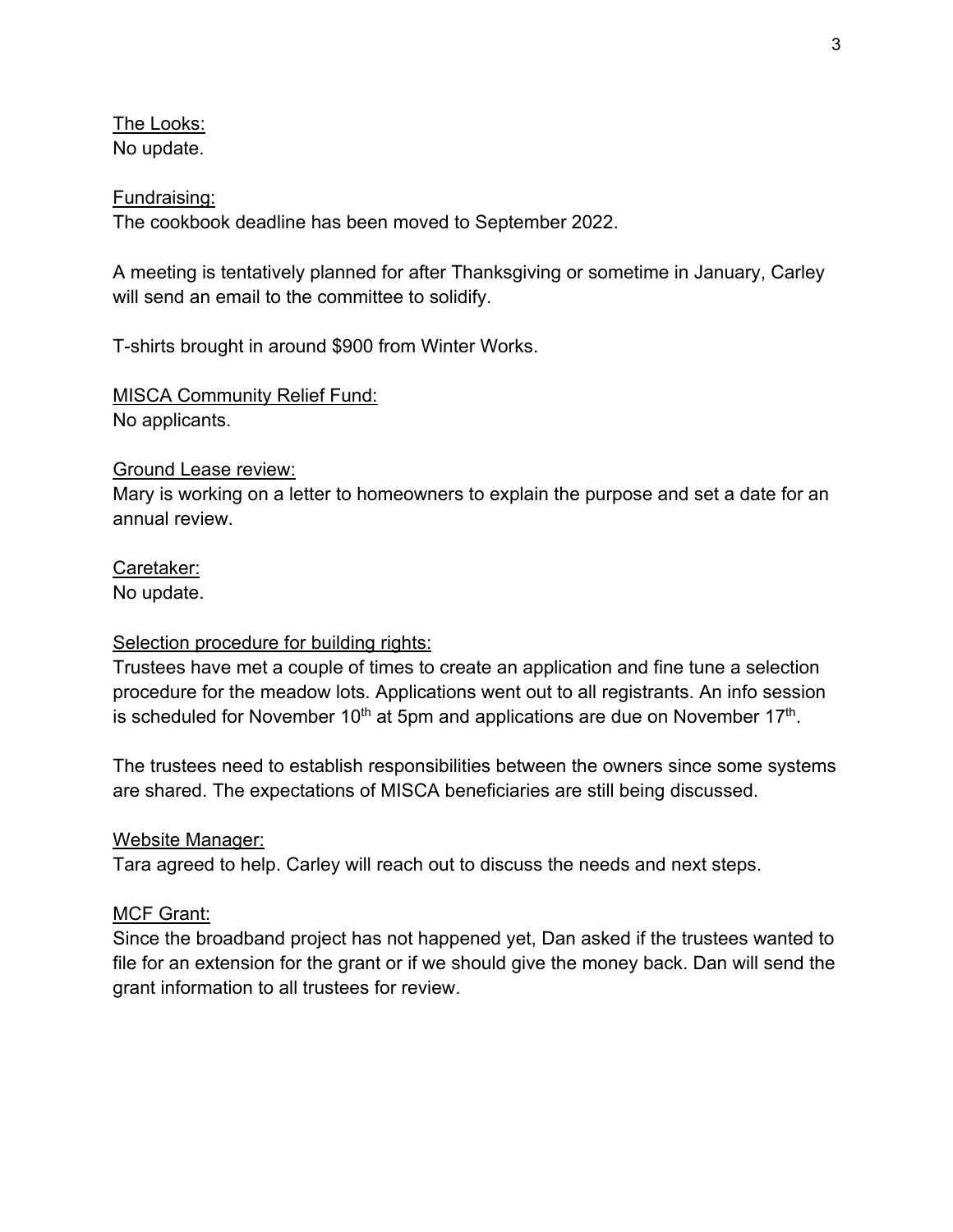The Looks:
No update.

Fundraising:
The cookbook deadline has been moved to September 2022.

A meeting is tentatively planned for after Thanksgiving or sometime in January, Carley will send an email to the committee to solidify.

T-shirts brought in around $900 from Winter Works.

MISCA Community Relief Fund:
No applicants.

Ground Lease review:
Mary is working on a letter to homeowners to explain the purpose and set a date for an annual review.

Caretaker:
No update.

Selection procedure for building rights:
Trustees have met a couple of times to create an application and fine tune a selection procedure for the meadow lots. Applications went out to all registrants. An info session is scheduled for November 10th at 5pm and applications are due on November 17th.

The trustees need to establish responsibilities between the owners since some systems are shared. The expectations of MISCA beneficiaries are still being discussed.

Website Manager:
Tara agreed to help. Carley will reach out to discuss the needs and next steps.

MCF Grant:
Since the broadband project has not happened yet, Dan asked if the trustees wanted to file for an extension for the grant or if we should give the money back. Dan will send the grant information to all trustees for review.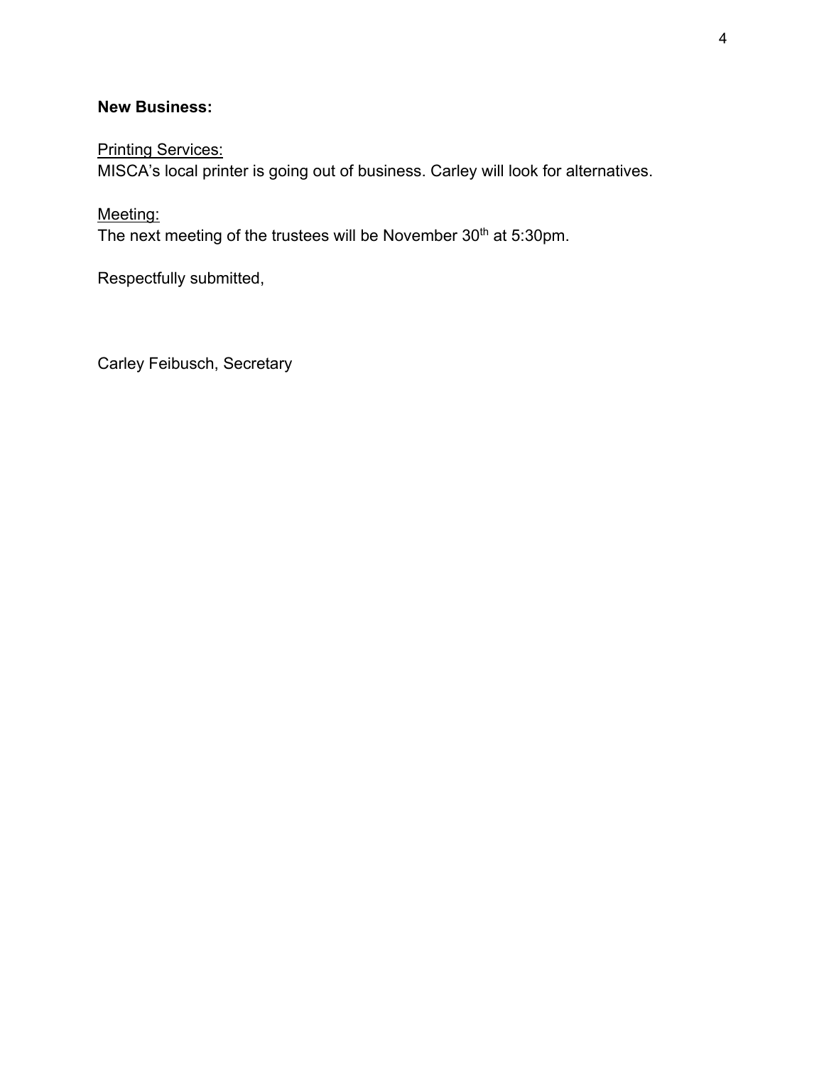**New Business:**

Printing Services:
MISCA's local printer is going out of business. Carley will look for alternatives.

Meeting:
The next meeting of the trustees will be November 30th at 5:30pm.

Respectfully submitted,

Carley Feibusch, Secretary